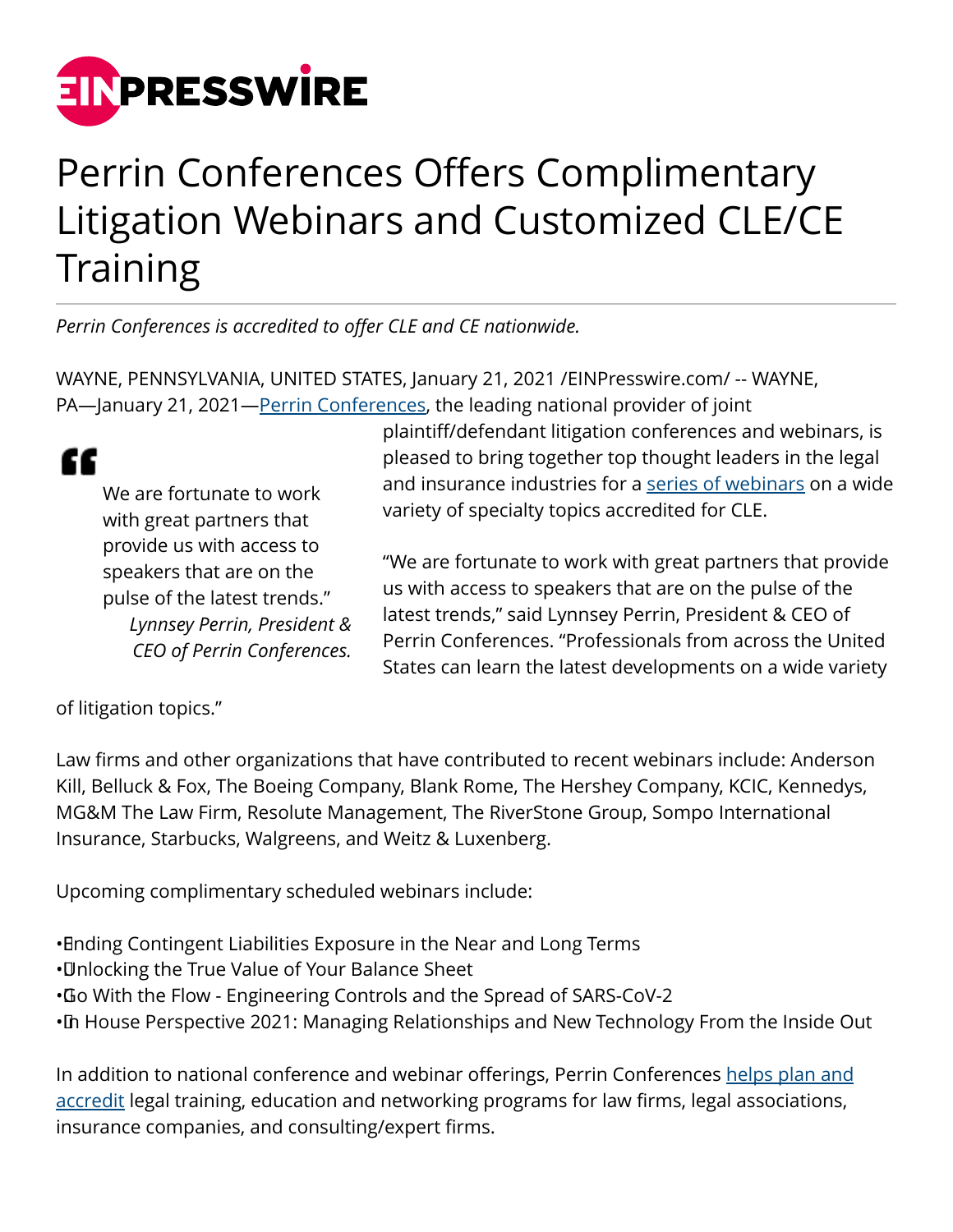# Perrin Conferences Offers Complimentary Litigation Webinars and Customized CLE/CE Training

*Perrin Conferences is accredited to offer CLE and CE nationwide.*

WAYNE, PENNSYLVANIA, UNITED STATES, January 21, 2021 /EINPresswire.com/ -- WAYNE, PA—January 21, 2021—Perrin Conferences, the leading national provider of joint plaintiff/defendant litigation conferences and webinars, is pleased to bring together top thought leaders in the legal and insurance industries for a series of webinars on a wide variety of specialty topics accredited for CLE.

> We are fortunate to work with great partners that provide us with access to speakers that are on the pulse of the latest trends."
> *Lynnsey Perrin, President & CEO of Perrin Conferences.*

"We are fortunate to work with great partners that provide us with access to speakers that are on the pulse of the latest trends," said Lynnsey Perrin, President & CEO of Perrin Conferences. "Professionals from across the United States can learn the latest developments on a wide variety of litigation topics."

Law firms and other organizations that have contributed to recent webinars include: Anderson Kill, Belluck & Fox, The Boeing Company, Blank Rome, The Hershey Company, KCIC, Kennedys, MG&M The Law Firm, Resolute Management, The RiverStone Group, Sompo International Insurance, Starbucks, Walgreens, and Weitz & Luxenberg.

Upcoming complimentary scheduled webinars include:

- Ending Contingent Liabilities Exposure in the Near and Long Terms
- Unlocking the True Value of Your Balance Sheet
- Go With the Flow - Engineering Controls and the Spread of SARS-CoV-2
- In House Perspective 2021: Managing Relationships and New Technology From the Inside Out

In addition to national conference and webinar offerings, Perrin Conferences helps plan and accredit legal training, education and networking programs for law firms, legal associations, insurance companies, and consulting/expert firms.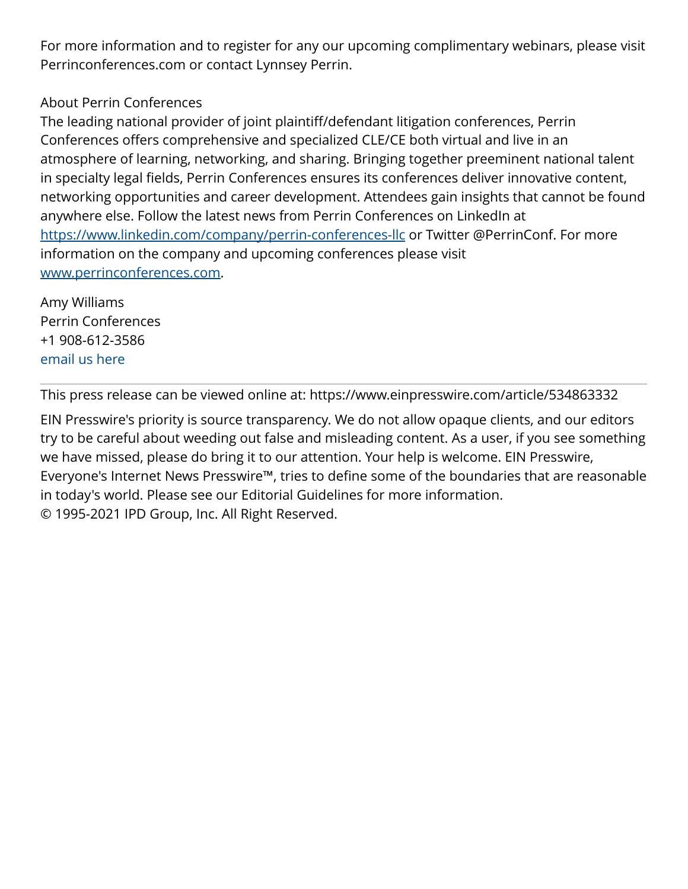For more information and to register for any our upcoming complimentary webinars, please visit Perrinconferences.com or contact Lynnsey Perrin.

About Perrin Conferences

The leading national provider of joint plaintiff/defendant litigation conferences, Perrin Conferences offers comprehensive and specialized CLE/CE both virtual and live in an atmosphere of learning, networking, and sharing. Bringing together preeminent national talent in specialty legal fields, Perrin Conferences ensures its conferences deliver innovative content, networking opportunities and career development. Attendees gain insights that cannot be found anywhere else. Follow the latest news from Perrin Conferences on LinkedIn at https://www.linkedin.com/company/perrin-conferences-llc or Twitter @PerrinConf. For more information on the company and upcoming conferences please visit www.perrinconferences.com.

Amy Williams
Perrin Conferences
+1 908-612-3586
email us here

---

This press release can be viewed online at: https://www.einpresswire.com/article/534863332

EIN Presswire's priority is source transparency. We do not allow opaque clients, and our editors try to be careful about weeding out false and misleading content. As a user, if you see something we have missed, please do bring it to our attention. Your help is welcome. EIN Presswire, Everyone's Internet News Presswire™, tries to define some of the boundaries that are reasonable in today's world. Please see our Editorial Guidelines for more information.
© 1995-2021 IPD Group, Inc. All Right Reserved.